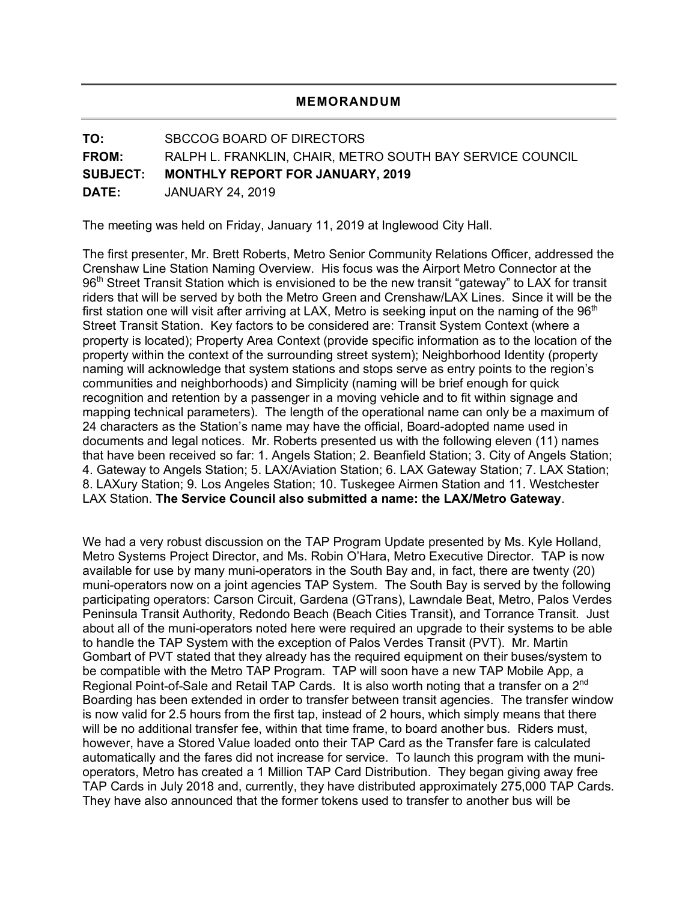## MEMORANDUM

**TO:** SBCCOG BOARD OF DIRECTORS

**FROM:** RALPH L. FRANKLIN, CHAIR, METRO SOUTH BAY SERVICE COUNCIL

**SUBJECT: MONTHLY REPORT FOR JANUARY, 2019**

**DATE:** JANUARY 24, 2019

The meeting was held on Friday, January 11, 2019 at Inglewood City Hall.

The first presenter, Mr. Brett Roberts, Metro Senior Community Relations Officer, addressed the Crenshaw Line Station Naming Overview. His focus was the Airport Metro Connector at the 96th Street Transit Station which is envisioned to be the new transit "gateway" to LAX for transit riders that will be served by both the Metro Green and Crenshaw/LAX Lines. Since it will be the first station one will visit after arriving at LAX, Metro is seeking input on the naming of the 96th Street Transit Station. Key factors to be considered are: Transit System Context (where a property is located); Property Area Context (provide specific information as to the location of the property within the context of the surrounding street system); Neighborhood Identity (property naming will acknowledge that system stations and stops serve as entry points to the region's communities and neighborhoods) and Simplicity (naming will be brief enough for quick recognition and retention by a passenger in a moving vehicle and to fit within signage and mapping technical parameters). The length of the operational name can only be a maximum of 24 characters as the Station's name may have the official, Board-adopted name used in documents and legal notices. Mr. Roberts presented us with the following eleven (11) names that have been received so far: 1. Angels Station; 2. Beanfield Station; 3. City of Angels Station; 4. Gateway to Angels Station; 5. LAX/Aviation Station; 6. LAX Gateway Station; 7. LAX Station; 8. LAXury Station; 9. Los Angeles Station; 10. Tuskegee Airmen Station and 11. Westchester LAX Station. **The Service Council also submitted a name: the LAX/Metro Gateway**.

We had a very robust discussion on the TAP Program Update presented by Ms. Kyle Holland, Metro Systems Project Director, and Ms. Robin O'Hara, Metro Executive Director. TAP is now available for use by many muni-operators in the South Bay and, in fact, there are twenty (20) muni-operators now on a joint agencies TAP System. The South Bay is served by the following participating operators: Carson Circuit, Gardena (GTrans), Lawndale Beat, Metro, Palos Verdes Peninsula Transit Authority, Redondo Beach (Beach Cities Transit), and Torrance Transit. Just about all of the muni-operators noted here were required an upgrade to their systems to be able to handle the TAP System with the exception of Palos Verdes Transit (PVT). Mr. Martin Gombart of PVT stated that they already has the required equipment on their buses/system to be compatible with the Metro TAP Program. TAP will soon have a new TAP Mobile App, a Regional Point-of-Sale and Retail TAP Cards. It is also worth noting that a transfer on a 2nd Boarding has been extended in order to transfer between transit agencies. The transfer window is now valid for 2.5 hours from the first tap, instead of 2 hours, which simply means that there will be no additional transfer fee, within that time frame, to board another bus. Riders must, however, have a Stored Value loaded onto their TAP Card as the Transfer fare is calculated automatically and the fares did not increase for service. To launch this program with the muni-operators, Metro has created a 1 Million TAP Card Distribution. They began giving away free TAP Cards in July 2018 and, currently, they have distributed approximately 275,000 TAP Cards. They have also announced that the former tokens used to transfer to another bus will be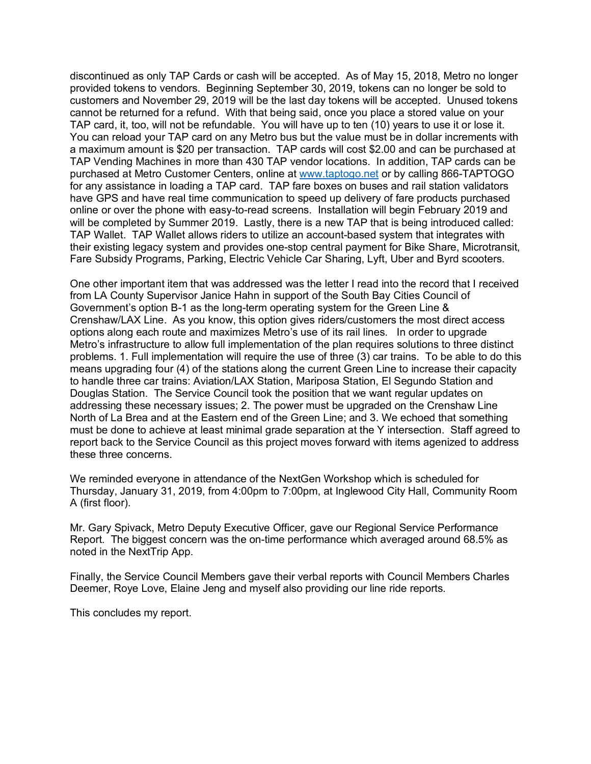discontinued as only TAP Cards or cash will be accepted. As of May 15, 2018, Metro no longer provided tokens to vendors. Beginning September 30, 2019, tokens can no longer be sold to customers and November 29, 2019 will be the last day tokens will be accepted. Unused tokens cannot be returned for a refund. With that being said, once you place a stored value on your TAP card, it, too, will not be refundable. You will have up to ten (10) years to use it or lose it. You can reload your TAP card on any Metro bus but the value must be in dollar increments with a maximum amount is $20 per transaction. TAP cards will cost $2.00 and can be purchased at TAP Vending Machines in more than 430 TAP vendor locations. In addition, TAP cards can be purchased at Metro Customer Centers, online at www.taptogo.net or by calling 866-TAPTOGO for any assistance in loading a TAP card. TAP fare boxes on buses and rail station validators have GPS and have real time communication to speed up delivery of fare products purchased online or over the phone with easy-to-read screens. Installation will begin February 2019 and will be completed by Summer 2019. Lastly, there is a new TAP that is being introduced called: TAP Wallet. TAP Wallet allows riders to utilize an account-based system that integrates with their existing legacy system and provides one-stop central payment for Bike Share, Microtransit, Fare Subsidy Programs, Parking, Electric Vehicle Car Sharing, Lyft, Uber and Byrd scooters.

One other important item that was addressed was the letter I read into the record that I received from LA County Supervisor Janice Hahn in support of the South Bay Cities Council of Government's option B-1 as the long-term operating system for the Green Line & Crenshaw/LAX Line. As you know, this option gives riders/customers the most direct access options along each route and maximizes Metro's use of its rail lines. In order to upgrade Metro's infrastructure to allow full implementation of the plan requires solutions to three distinct problems. 1. Full implementation will require the use of three (3) car trains. To be able to do this means upgrading four (4) of the stations along the current Green Line to increase their capacity to handle three car trains: Aviation/LAX Station, Mariposa Station, El Segundo Station and Douglas Station. The Service Council took the position that we want regular updates on addressing these necessary issues; 2. The power must be upgraded on the Crenshaw Line North of La Brea and at the Eastern end of the Green Line; and 3. We echoed that something must be done to achieve at least minimal grade separation at the Y intersection. Staff agreed to report back to the Service Council as this project moves forward with items agenized to address these three concerns.

We reminded everyone in attendance of the NextGen Workshop which is scheduled for Thursday, January 31, 2019, from 4:00pm to 7:00pm, at Inglewood City Hall, Community Room A (first floor).

Mr. Gary Spivack, Metro Deputy Executive Officer, gave our Regional Service Performance Report. The biggest concern was the on-time performance which averaged around 68.5% as noted in the NextTrip App.

Finally, the Service Council Members gave their verbal reports with Council Members Charles Deemer, Roye Love, Elaine Jeng and myself also providing our line ride reports.

This concludes my report.